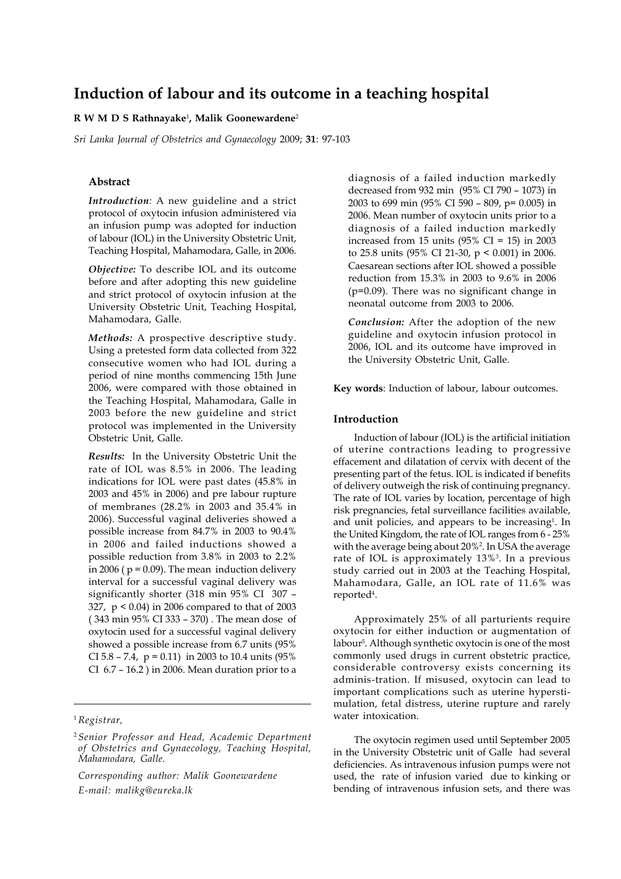# Induction of labour and its outcome in a teaching hospital

**R W M D S Rathnayake**[1], **Malik Goonewardene**[2]

*Sri Lanka Journal of Obstetrics and Gynaecology* 2009; **31**: 97-103

### Abstract

***Introduction**:* A new guideline and a strict protocol of oxytocin infusion administered via an infusion pump was adopted for induction of labour (IOL) in the University Obstetric Unit, Teaching Hospital, Mahamodara, Galle, in 2006.

***Objective:*** To describe IOL and its outcome before and after adopting this new guideline and strict protocol of oxytocin infusion at the University Obstetric Unit, Teaching Hospital, Mahamodara, Galle.

***Methods:*** A prospective descriptive study. Using a pretested form data collected from 322 consecutive women who had IOL during a period of nine months commencing 15th June 2006, were compared with those obtained in the Teaching Hospital, Mahamodara, Galle in 2003 before the new guideline and strict protocol was implemented in the University Obstetric Unit, Galle.

***Results:*** In the University Obstetric Unit the rate of IOL was 8.5% in 2006. The leading indications for IOL were past dates (45.8% in 2003 and 45% in 2006) and pre labour rupture of membranes (28.2% in 2003 and 35.4% in 2006). Successful vaginal deliveries showed a possible increase from 84.7% in 2003 to 90.4% in 2006 and failed inductions showed a possible reduction from 3.8% in 2003 to 2.2% in 2006 ( $p = 0.09$). The mean induction delivery interval for a successful vaginal delivery was significantly shorter (318 min 95% CI 307 – 327, $p < 0.04$) in 2006 compared to that of 2003 ( 343 min 95% CI 333 – 370) . The mean dose of oxytocin used for a successful vaginal delivery showed a possible increase from 6.7 units (95% CI 5.8 – 7.4, $p = 0.11$) in 2003 to 10.4 units (95% CI 6.7 – 16.2 ) in 2006. Mean duration prior to a diagnosis of a failed induction markedly decreased from 932 min (95% CI 790 – 1073) in 2003 to 699 min (95% CI 590 – 809, $p= 0.005$) in 2006. Mean number of oxytocin units prior to a diagnosis of a failed induction markedly increased from 15 units (95% CI = 15) in 2003 to 25.8 units (95% CI 21-30, $p < 0.001$) in 2006. Caesarean sections after IOL showed a possible reduction from 15.3% in 2003 to 9.6% in 2006 ($p=0.09$). There was no significant change in neonatal outcome from 2003 to 2006.

***Conclusion:*** After the adoption of the new guideline and oxytocin infusion protocol in 2006, IOL and its outcome have improved in the University Obstetric Unit, Galle.

**Key words**: Induction of labour, labour outcomes.

### Introduction

Induction of labour (IOL) is the artificial initiation of uterine contractions leading to progressive effacement and dilatation of cervix with decent of the presenting part of the fetus. IOL is indicated if benefits of delivery outweigh the risk of continuing pregnancy. The rate of IOL varies by location, percentage of high risk pregnancies, fetal surveillance facilities available, and unit policies, and appears to be increasing[1]. In the United Kingdom, the rate of IOL ranges from 6 - 25% with the average being about 20%[2]. In USA the average rate of IOL is approximately 13%[3]. In a previous study carried out in 2003 at the Teaching Hospital, Mahamodara, Galle, an IOL rate of 11.6% was reported[4].

Approximately 25% of all parturients require oxytocin for either induction or augmentation of labour[5]. Although synthetic oxytocin is one of the most commonly used drugs in current obstetric practice, considerable controversy exists concerning its adminis-tration. If misused, oxytocin can lead to important complications such as uterine hyperstimulation, fetal distress, uterine rupture and rarely water intoxication.

The oxytocin regimen used until September 2005 in the University Obstetric unit of Galle had several deficiencies. As intravenous infusion pumps were not used, the rate of infusion varied due to kinking or bending of intravenous infusion sets, and there was

---

[1] *Registrar,*

[2] *Senior Professor and Head, Academic Department of Obstetrics and Gynaecology, Teaching Hospital, Mahamodara, Galle.*

*Corresponding author: Malik Goonewardene*
*E-mail: malikg@eureka.lk*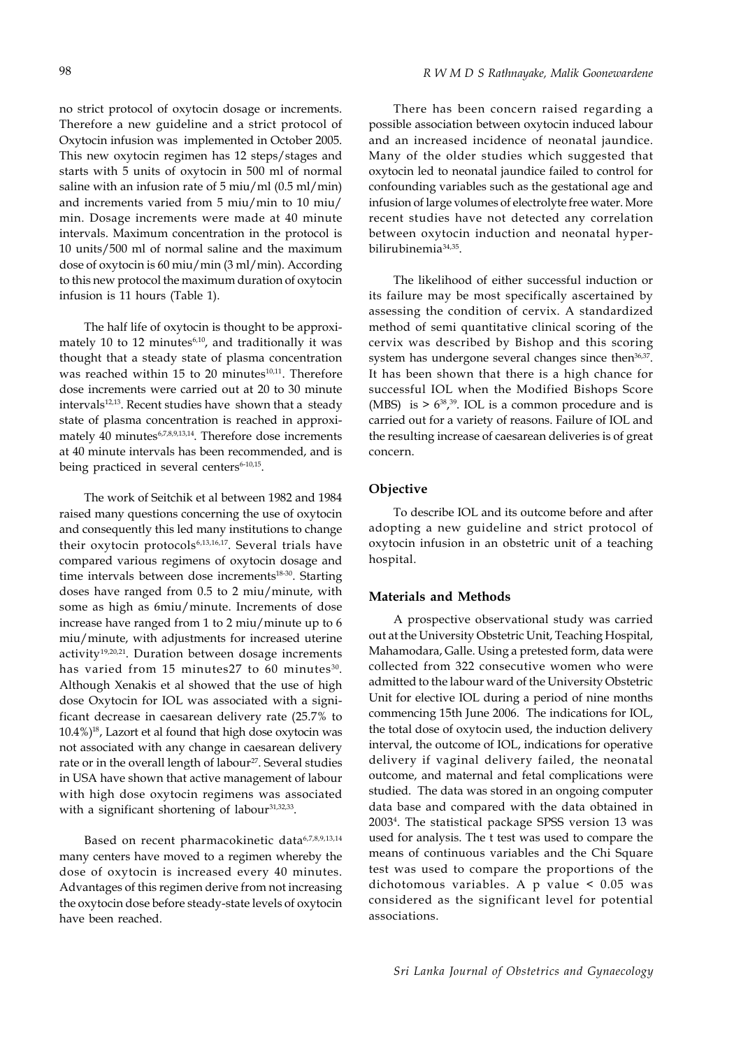no strict protocol of oxytocin dosage or increments. Therefore a new guideline and a strict protocol of Oxytocin infusion was implemented in October 2005. This new oxytocin regimen has 12 steps/stages and starts with 5 units of oxytocin in 500 ml of normal saline with an infusion rate of 5 miu/ml (0.5 ml/min) and increments varied from 5 miu/min to 10 miu/ min. Dosage increments were made at 40 minute intervals. Maximum concentration in the protocol is 10 units/500 ml of normal saline and the maximum dose of oxytocin is 60 miu/min (3 ml/min). According to this new protocol the maximum duration of oxytocin infusion is 11 hours (Table 1).

The half life of oxytocin is thought to be approximately 10 to 12 minutes[6,10], and traditionally it was thought that a steady state of plasma concentration was reached within 15 to 20 minutes[10,11]. Therefore dose increments were carried out at 20 to 30 minute intervals[12,13]. Recent studies have shown that a steady state of plasma concentration is reached in approximately 40 minutes[6,7,8,9,13,14]. Therefore dose increments at 40 minute intervals has been recommended, and is being practiced in several centers[6-10,15].

The work of Seitchik et al between 1982 and 1984 raised many questions concerning the use of oxytocin and consequently this led many institutions to change their oxytocin protocols[6,13,16,17]. Several trials have compared various regimens of oxytocin dosage and time intervals between dose increments[18-30]. Starting doses have ranged from 0.5 to 2 miu/minute, with some as high as 6miu/minute. Increments of dose increase have ranged from 1 to 2 miu/minute up to 6 miu/minute, with adjustments for increased uterine activity[19,20,21]. Duration between dosage increments has varied from 15 minutes27 to 60 minutes[30]. Although Xenakis et al showed that the use of high dose Oxytocin for IOL was associated with a significant decrease in caesarean delivery rate (25.7% to 10.4%)[18], Lazort et al found that high dose oxytocin was not associated with any change in caesarean delivery rate or in the overall length of labour[27]. Several studies in USA have shown that active management of labour with high dose oxytocin regimens was associated with a significant shortening of labour[31,32,33].

Based on recent pharmacokinetic data[6,7,8,9,13,14] many centers have moved to a regimen whereby the dose of oxytocin is increased every 40 minutes. Advantages of this regimen derive from not increasing the oxytocin dose before steady-state levels of oxytocin have been reached.

There has been concern raised regarding a possible association between oxytocin induced labour and an increased incidence of neonatal jaundice. Many of the older studies which suggested that oxytocin led to neonatal jaundice failed to control for confounding variables such as the gestational age and infusion of large volumes of electrolyte free water. More recent studies have not detected any correlation between oxytocin induction and neonatal hyperbilirubinemia[34,35].

The likelihood of either successful induction or its failure may be most specifically ascertained by assessing the condition of cervix. A standardized method of semi quantitative clinical scoring of the cervix was described by Bishop and this scoring system has undergone several changes since then[36,37]. It has been shown that there is a high chance for successful IOL when the Modified Bishops Score (MBS) is > 6[38,39]. IOL is a common procedure and is carried out for a variety of reasons. Failure of IOL and the resulting increase of caesarean deliveries is of great concern.

## Objective

To describe IOL and its outcome before and after adopting a new guideline and strict protocol of oxytocin infusion in an obstetric unit of a teaching hospital.

## Materials and Methods

A prospective observational study was carried out at the University Obstetric Unit, Teaching Hospital, Mahamodara, Galle. Using a pretested form, data were collected from 322 consecutive women who were admitted to the labour ward of the University Obstetric Unit for elective IOL during a period of nine months commencing 15th June 2006. The indications for IOL, the total dose of oxytocin used, the induction delivery interval, the outcome of IOL, indications for operative delivery if vaginal delivery failed, the neonatal outcome, and maternal and fetal complications were studied. The data was stored in an ongoing computer data base and compared with the data obtained in 2003[4]. The statistical package SPSS version 13 was used for analysis. The t test was used to compare the means of continuous variables and the Chi Square test was used to compare the proportions of the dichotomous variables. A p value < 0.05 was considered as the significant level for potential associations.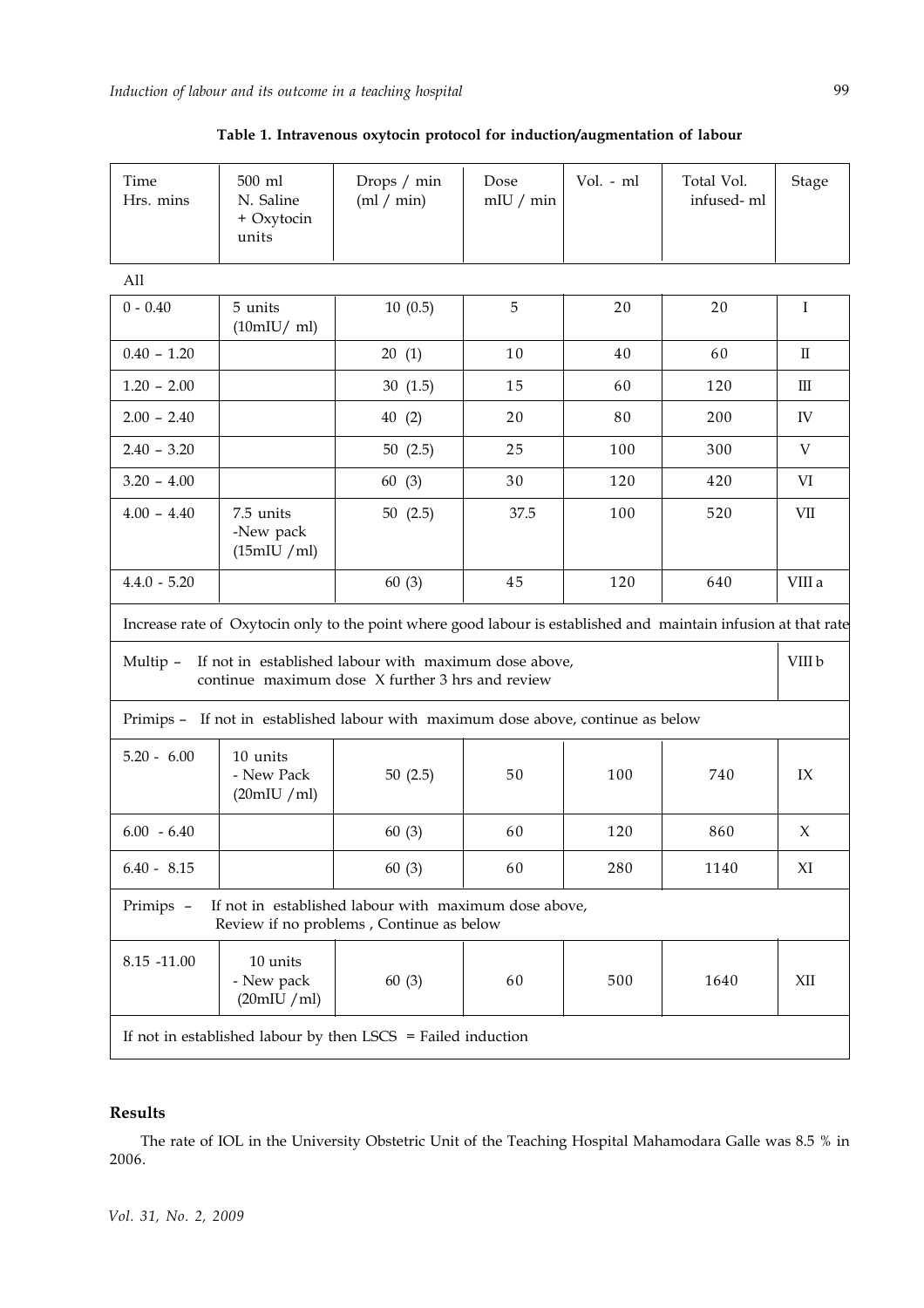**Table 1. Intravenous oxytocin protocol for induction/augmentation of labour**

| Time Hrs. mins | 500 ml N. Saline + Oxytocin units | Drops / min (ml / min) | Dose mIU / min | Vol. - ml | Total Vol. infused- ml | Stage |
|---|---|---|---|---|---|---|
| All | | | | | | |
| 0 - 0.40 | 5 units (10mIU/ ml) | 10 (0.5) | 5 | 20 | 20 | I |
| 0.40 – 1.20 | | 20 (1) | 10 | 40 | 60 | II |
| 1.20 – 2.00 | | 30 (1.5) | 15 | 60 | 120 | III |
| 2.00 – 2.40 | | 40 (2) | 20 | 80 | 200 | IV |
| 2.40 – 3.20 | | 50 (2.5) | 25 | 100 | 300 | V |
| 3.20 – 4.00 | | 60 (3) | 30 | 120 | 420 | VI |
| 4.00 – 4.40 | 7.5 units -New pack (15mIU /ml) | 50 (2.5) | 37.5 | 100 | 520 | VII |
| 4.4.0 - 5.20 | | 60 (3) | 45 | 120 | 640 | VIII a |
| Increase rate of Oxytocin only to the point where good labour is established and maintain infusion at that rate | | | | | | |
| Multip – If not in established labour with maximum dose above, continue maximum dose X further 3 hrs and review | | | | | | VIII b |
| Primips – If not in established labour with maximum dose above, continue as below | | | | | | |
| 5.20 - 6.00 | 10 units - New Pack (20mIU /ml) | 50 (2.5) | 50 | 100 | 740 | IX |
| 6.00 - 6.40 | | 60 (3) | 60 | 120 | 860 | X |
| 6.40 - 8.15 | | 60 (3) | 60 | 280 | 1140 | XI |
| Primips – If not in established labour with maximum dose above, Review if no problems , Continue as below | | | | | | |
| 8.15 -11.00 | 10 units - New pack (20mIU /ml) | 60 (3) | 60 | 500 | 1640 | XII |
| If not in established labour by then LSCS = Failed induction | | | | | | |

## Results

The rate of IOL in the University Obstetric Unit of the Teaching Hospital Mahamodara Galle was 8.5 % in 2006.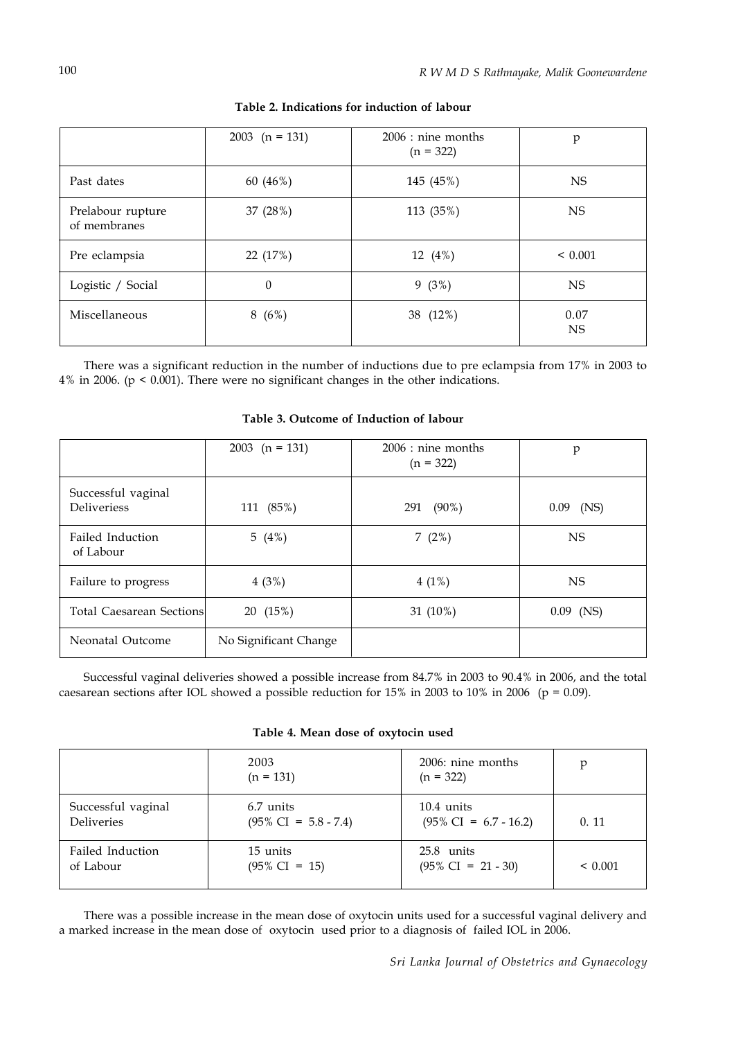**Table 2. Indications for induction of labour**

| | 2003 (n = 131) | 2006 : nine months (n = 322) | p |
|---|---|---|---|
| Past dates | 60 (46%) | 145 (45%) | NS |
| Prelabour rupture of membranes | 37 (28%) | 113 (35%) | NS |
| Pre eclampsia | 22 (17%) | 12 (4%) | < 0.001 |
| Logistic / Social | 0 | 9 (3%) | NS |
| Miscellaneous | 8 (6%) | 38 (12%) | 0.07 NS |

There was a significant reduction in the number of inductions due to pre eclampsia from 17% in 2003 to 4% in 2006. ($p < 0.001$). There were no significant changes in the other indications.

**Table 3. Outcome of Induction of labour**

| | 2003 (n = 131) | 2006 : nine months (n = 322) | p |
|---|---|---|---|
| Successful vaginal Deliveriess | 111 (85%) | 291 (90%) | 0.09 (NS) |
| Failed Induction of Labour | 5 (4%) | 7 (2%) | NS |
| Failure to progress | 4 (3%) | 4 (1%) | NS |
| Total Caesarean Sections | 20 (15%) | 31 (10%) | 0.09 (NS) |
| Neonatal Outcome | No Significant Change | | |

Successful vaginal deliveries showed a possible increase from 84.7% in 2003 to 90.4% in 2006, and the total caesarean sections after IOL showed a possible reduction for 15% in 2003 to 10% in 2006 ($p = 0.09$).

**Table 4. Mean dose of oxytocin used**

| | 2003 (n = 131) | 2006: nine months (n = 322) | p |
|---|---|---|---|
| Successful vaginal Deliveries | 6.7 units (95% CI = 5.8 - 7.4) | 10.4 units (95% CI = 6.7 - 16.2) | 0. 11 |
| Failed Induction of Labour | 15 units (95% CI = 15) | 25.8 units (95% CI = 21 - 30) | < 0.001 |

There was a possible increase in the mean dose of oxytocin units used for a successful vaginal delivery and a marked increase in the mean dose of oxytocin used prior to a diagnosis of failed IOL in 2006.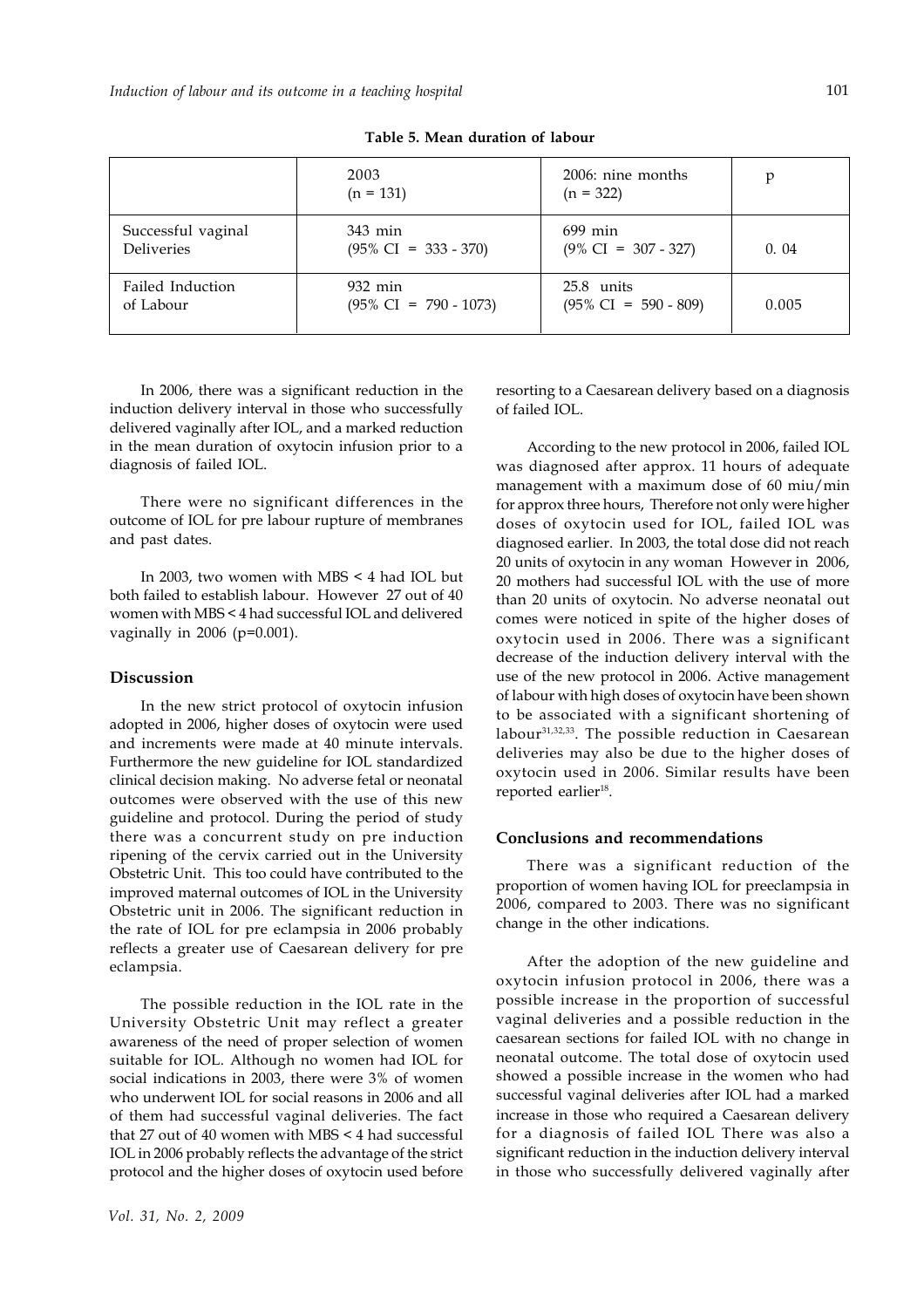**Table 5. Mean duration of labour**

| | 2003 (n = 131) | 2006: nine months (n = 322) | p |
|---|---|---|---|
| Successful vaginal Deliveries | 343 min (95% CI = 333 - 370) | 699 min (9% CI = 307 - 327) | 0. 04 |
| Failed Induction of Labour | 932 min (95% CI = 790 - 1073) | 25.8 units (95% CI = 590 - 809) | 0.005 |

In 2006, there was a significant reduction in the induction delivery interval in those who successfully delivered vaginally after IOL, and a marked reduction in the mean duration of oxytocin infusion prior to a diagnosis of failed IOL.

There were no significant differences in the outcome of IOL for pre labour rupture of membranes and past dates.

In 2003, two women with MBS < 4 had IOL but both failed to establish labour. However 27 out of 40 women with MBS < 4 had successful IOL and delivered vaginally in 2006 (p=0.001).

## Discussion

In the new strict protocol of oxytocin infusion adopted in 2006, higher doses of oxytocin were used and increments were made at 40 minute intervals. Furthermore the new guideline for IOL standardized clinical decision making. No adverse fetal or neonatal outcomes were observed with the use of this new guideline and protocol. During the period of study there was a concurrent study on pre induction ripening of the cervix carried out in the University Obstetric Unit. This too could have contributed to the improved maternal outcomes of IOL in the University Obstetric unit in 2006. The significant reduction in the rate of IOL for pre eclampsia in 2006 probably reflects a greater use of Caesarean delivery for pre eclampsia.

The possible reduction in the IOL rate in the University Obstetric Unit may reflect a greater awareness of the need of proper selection of women suitable for IOL. Although no women had IOL for social indications in 2003, there were 3% of women who underwent IOL for social reasons in 2006 and all of them had successful vaginal deliveries. The fact that 27 out of 40 women with MBS < 4 had successful IOL in 2006 probably reflects the advantage of the strict protocol and the higher doses of oxytocin used before resorting to a Caesarean delivery based on a diagnosis of failed IOL.

According to the new protocol in 2006, failed IOL was diagnosed after approx. 11 hours of adequate management with a maximum dose of 60 miu/min for approx three hours, Therefore not only were higher doses of oxytocin used for IOL, failed IOL was diagnosed earlier. In 2003, the total dose did not reach 20 units of oxytocin in any woman However in 2006, 20 mothers had successful IOL with the use of more than 20 units of oxytocin. No adverse neonatal out comes were noticed in spite of the higher doses of oxytocin used in 2006. There was a significant decrease of the induction delivery interval with the use of the new protocol in 2006. Active management of labour with high doses of oxytocin have been shown to be associated with a significant shortening of labour[31,32,33]. The possible reduction in Caesarean deliveries may also be due to the higher doses of oxytocin used in 2006. Similar results have been reported earlier[18].

## Conclusions and recommendations

There was a significant reduction of the proportion of women having IOL for preeclampsia in 2006, compared to 2003. There was no significant change in the other indications.

After the adoption of the new guideline and oxytocin infusion protocol in 2006, there was a possible increase in the proportion of successful vaginal deliveries and a possible reduction in the caesarean sections for failed IOL with no change in neonatal outcome. The total dose of oxytocin used showed a possible increase in the women who had successful vaginal deliveries after IOL had a marked increase in those who required a Caesarean delivery for a diagnosis of failed IOL There was also a significant reduction in the induction delivery interval in those who successfully delivered vaginally after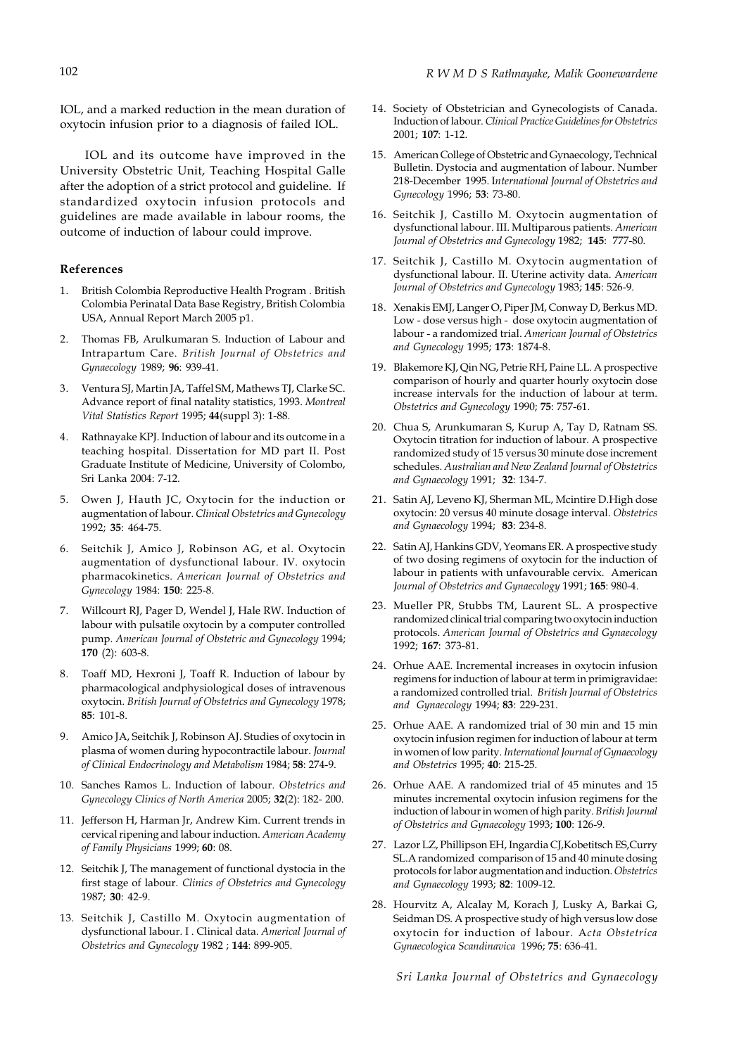IOL, and a marked reduction in the mean duration of oxytocin infusion prior to a diagnosis of failed IOL.

IOL and its outcome have improved in the University Obstetric Unit, Teaching Hospital Galle after the adoption of a strict protocol and guideline. If standardized oxytocin infusion protocols and guidelines are made available in labour rooms, the outcome of induction of labour could improve.

#### References

1. British Colombia Reproductive Health Program . British Colombia Perinatal Data Base Registry, British Colombia USA, Annual Report March 2005 p1.
2. Thomas FB, Arulkumaran S. Induction of Labour and Intrapartum Care. *British Journal of Obstetrics and Gynaecology* 1989; **96**: 939-41.
3. Ventura SJ, Martin JA, Taffel SM, Mathews TJ, Clarke SC. Advance report of final natality statistics, 1993. *Montreal Vital Statistics Report* 1995; **44**(suppl 3): 1-88.
4. Rathnayake KPJ. Induction of labour and its outcome in a teaching hospital. Dissertation for MD part II. Post Graduate Institute of Medicine, University of Colombo, Sri Lanka 2004: 7-12.
5. Owen J, Hauth JC, Oxytocin for the induction or augmentation of labour. *Clinical Obstetrics and Gynecology* 1992; **35**: 464-75.
6. Seitchik J, Amico J, Robinson AG, et al. Oxytocin augmentation of dysfunctional labour. IV. oxytocin pharmacokinetics. *American Journal of Obstetrics and Gynecology* 1984: **150**: 225-8.
7. Willcourt RJ, Pager D, Wendel J, Hale RW. Induction of labour with pulsatile oxytocin by a computer controlled pump. *American Journal of Obstetric and Gynecology* 1994; **170** (2): 603-8.
8. Toaff MD, Hexroni J, Toaff R. Induction of labour by pharmacological andphysiological doses of intravenous oxytocin. *British Journal of Obstetrics and Gynecology* 1978; **85**: 101-8.
9. Amico JA, Seitchik J, Robinson AJ. Studies of oxytocin in plasma of women during hypocontractile labour. *Journal of Clinical Endocrinology and Metabolism* 1984; **58**: 274-9.
10. Sanches Ramos L. Induction of labour. *Obstetrics and Gynecology Clinics of North America* 2005; **32**(2): 182- 200.
11. Jefferson H, Harman Jr, Andrew Kim. Current trends in cervical ripening and labour induction. *American Academy of Family Physicians* 1999; **60**: 08.
12. Seitchik J, The management of functional dystocia in the first stage of labour. *Clinics of Obstetrics and Gynecology* 1987; **30**: 42-9.
13. Seitchik J, Castillo M. Oxytocin augmentation of dysfunctional labour. I . Clinical data. *Americal Journal of Obstetrics and Gynecology* 1982 ; **144**: 899-905.
14. Society of Obstetrician and Gynecologists of Canada. Induction of labour. *Clinical Practice Guidelines for Obstetrics* 2001; **107**: 1-12.
15. American College of Obstetric and Gynaecology, Technical Bulletin. Dystocia and augmentation of labour. Number 218-December 1995. I*nternational Journal of Obstetrics and Gynecology* 1996; **53**: 73-80.
16. Seitchik J, Castillo M. Oxytocin augmentation of dysfunctional labour. III. Multiparous patients. *American Journal of Obstetrics and Gynecology* 1982; **145**: 777-80.
17. Seitchik J, Castillo M. Oxytocin augmentation of dysfunctional labour. II. Uterine activity data. A*merican Journal of Obstetrics and Gynecology* 1983; **145**: 526-9.
18. Xenakis EMJ, Langer O, Piper JM, Conway D, Berkus MD. Low - dose versus high - dose oxytocin augmentation of labour - a randomized trial. *American Journal of Obstetrics and Gynecology* 1995; **173**: 1874-8.
19. Blakemore KJ, Qin NG, Petrie RH, Paine LL. A prospective comparison of hourly and quarter hourly oxytocin dose increase intervals for the induction of labour at term. *Obstetrics and Gynecology* 1990; **75**: 757-61.
20. Chua S, Arunkumaran S, Kurup A, Tay D, Ratnam SS. Oxytocin titration for induction of labour. A prospective randomized study of 15 versus 30 minute dose increment schedules. *Australian and New Zealand Journal of Obstetrics and Gynaecology* 1991; **32**: 134-7.
21. Satin AJ, Leveno KJ, Sherman ML, Mcintire D.High dose oxytocin: 20 versus 40 minute dosage interval. *Obstetrics and Gynaecology* 1994; **83**: 234-8.
22. Satin AJ, Hankins GDV, Yeomans ER. A prospective study of two dosing regimens of oxytocin for the induction of labour in patients with unfavourable cervix. *American Journal of Obstetrics and Gynaecology* 1991; **165**: 980-4.
23. Mueller PR, Stubbs TM, Laurent SL. A prospective randomized clinical trial comparing two oxytocin induction protocols. *American Journal of Obstetrics and Gynaecology* 1992; **167**: 373-81.
24. Orhue AAE. Incremental increases in oxytocin infusion regimens for induction of labour at term in primigravidae: a randomized controlled trial. *British Journal of Obstetrics and Gynaecology* 1994; **83**: 229-231.
25. Orhue AAE. A randomized trial of 30 min and 15 min oxytocin infusion regimen for induction of labour at term in women of low parity. *International Journal of Gynaecology and Obstetrics* 1995; **40**: 215-25.
26. Orhue AAE. A randomized trial of 45 minutes and 15 minutes incremental oxytocin infusion regimens for the induction of labour in women of high parity. *British Journal of Obstetrics and Gynaecology* 1993; **100**: 126-9.
27. Lazor LZ, Phillipson EH, Ingardia CJ,Kobetitsch ES,Curry SL.A randomized comparison of 15 and 40 minute dosing protocols for labor augmentation and induction. *Obstetrics and Gynaecology* 1993; **82**: 1009-12.
28. Hourvitz A, Alcalay M, Korach J, Lusky A, Barkai G, Seidman DS. A prospective study of high versus low dose oxytocin for induction of labour. A*cta Obstetrica Gynaecologica Scandinavica* 1996; **75**: 636-41.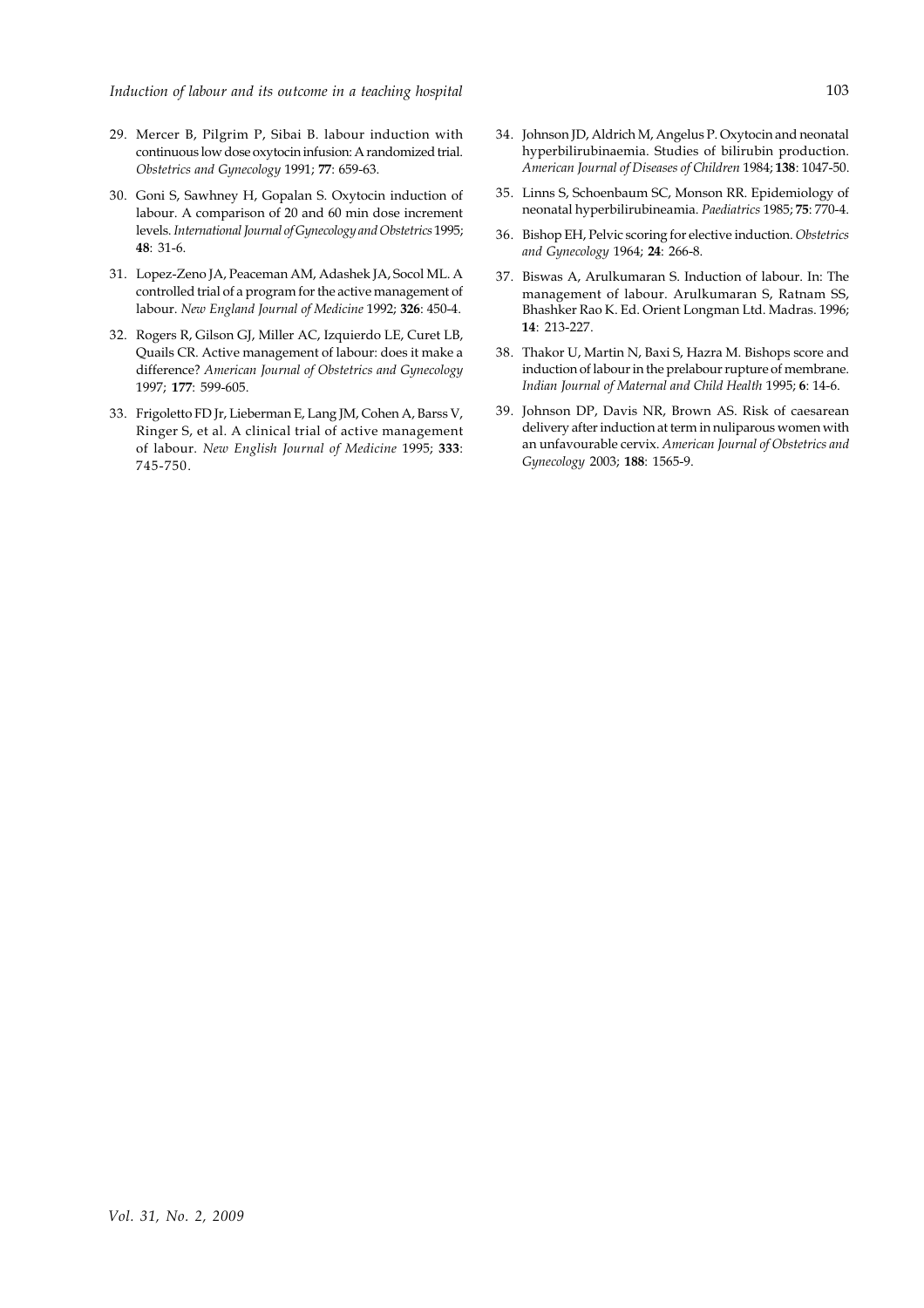29. Mercer B, Pilgrim P, Sibai B. labour induction with continuous low dose oxytocin infusion: A randomized trial. *Obstetrics and Gynecology* 1991; **77**: 659-63.

30. Goni S, Sawhney H, Gopalan S. Oxytocin induction of labour. A comparison of 20 and 60 min dose increment levels. *International Journal of Gynecology and Obstetrics* 1995; **48**: 31-6.

31. Lopez-Zeno JA, Peaceman AM, Adashek JA, Socol ML. A controlled trial of a program for the active management of labour. *New England Journal of Medicine* 1992; **326**: 450-4.

32. Rogers R, Gilson GJ, Miller AC, Izquierdo LE, Curet LB, Quails CR. Active management of labour: does it make a difference? *American Journal of Obstetrics and Gynecology* 1997; **177**: 599-605.

33. Frigoletto FD Jr, Lieberman E, Lang JM, Cohen A, Barss V, Ringer S, et al. A clinical trial of active management of labour. *New English Journal of Medicine* 1995; **333**: 745-750.

34. Johnson JD, Aldrich M, Angelus P. Oxytocin and neonatal hyperbilirubinaemia. Studies of bilirubin production. *American Journal of Diseases of Children* 1984; **138**: 1047-50.

35. Linns S, Schoenbaum SC, Monson RR. Epidemiology of neonatal hyperbilirubineamia. *Paediatrics* 1985; **75**: 770-4.

36. Bishop EH, Pelvic scoring for elective induction. *Obstetrics and Gynecology* 1964; **24**: 266-8.

37. Biswas A, Arulkumaran S. Induction of labour. In: The management of labour. Arulkumaran S, Ratnam SS, Bhashker Rao K. Ed. Orient Longman Ltd. Madras. 1996; **14**: 213-227.

38. Thakor U, Martin N, Baxi S, Hazra M. Bishops score and induction of labour in the prelabour rupture of membrane. *Indian Journal of Maternal and Child Health* 1995; **6**: 14-6.

39. Johnson DP, Davis NR, Brown AS. Risk of caesarean delivery after induction at term in nuliparous women with an unfavourable cervix. *American Journal of Obstetrics and Gynecology* 2003; **188**: 1565-9.